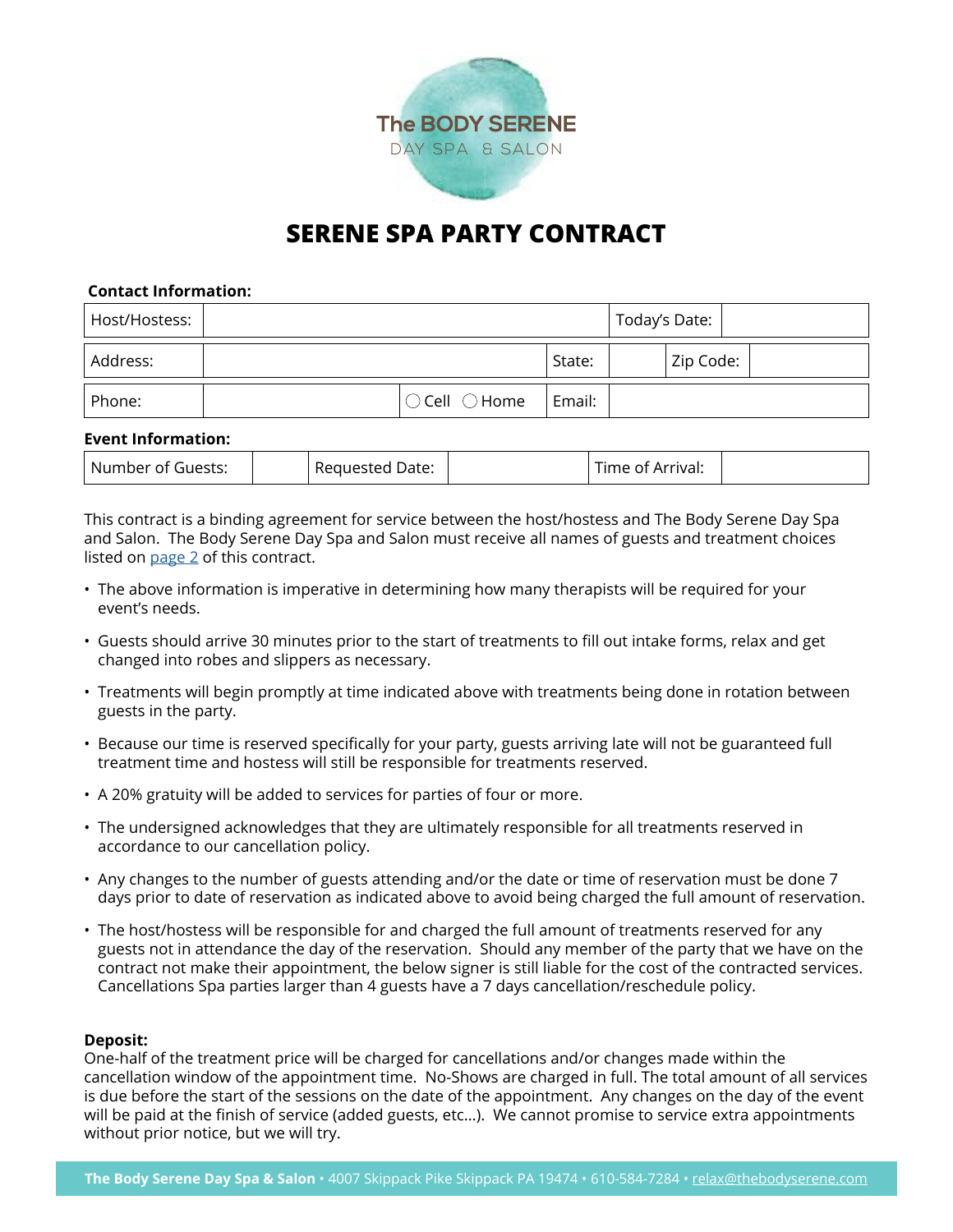The BODY SERENE
DAY SPA & SALON

# SERENE SPA PARTY CONTRACT

**Contact Information:**

| Host/Hostess: | | | | Today's Date: | |
|---|---|---|---|---|---|
| Address: | | State: | | Zip Code: | |
| Phone: | | ◯ Cell ◯ Home | Email: | | |

**Event Information:**

| Number of Guests: | | Requested Date: | | Time of Arrival: | |
|---|---|---|---|---|---|

This contract is a binding agreement for service between the host/hostess and The Body Serene Day Spa and Salon. The Body Serene Day Spa and Salon must receive all names of guests and treatment choices listed on page 2 of this contract.

- The above information is imperative in determining how many therapists will be required for your event's needs.
- Guests should arrive 30 minutes prior to the start of treatments to fill out intake forms, relax and get changed into robes and slippers as necessary.
- Treatments will begin promptly at time indicated above with treatments being done in rotation between guests in the party.
- Because our time is reserved specifically for your party, guests arriving late will not be guaranteed full treatment time and hostess will still be responsible for treatments reserved.
- A 20% gratuity will be added to services for parties of four or more.
- The undersigned acknowledges that they are ultimately responsible for all treatments reserved in accordance to our cancellation policy.
- Any changes to the number of guests attending and/or the date or time of reservation must be done 7 days prior to date of reservation as indicated above to avoid being charged the full amount of reservation.
- The host/hostess will be responsible for and charged the full amount of treatments reserved for any guests not in attendance the day of the reservation. Should any member of the party that we have on the contract not make their appointment, the below signer is still liable for the cost of the contracted services. Cancellations Spa parties larger than 4 guests have a 7 days cancellation/reschedule policy.

**Deposit:**
One-half of the treatment price will be charged for cancellations and/or changes made within the cancellation window of the appointment time. No-Shows are charged in full. The total amount of all services is due before the start of the sessions on the date of the appointment. Any changes on the day of the event will be paid at the finish of service (added guests, etc...). We cannot promise to service extra appointments without prior notice, but we will try.

**The Body Serene Day Spa & Salon** • 4007 Skippack Pike Skippack PA 19474 • 610-584-7284 • relax@thebodyserene.com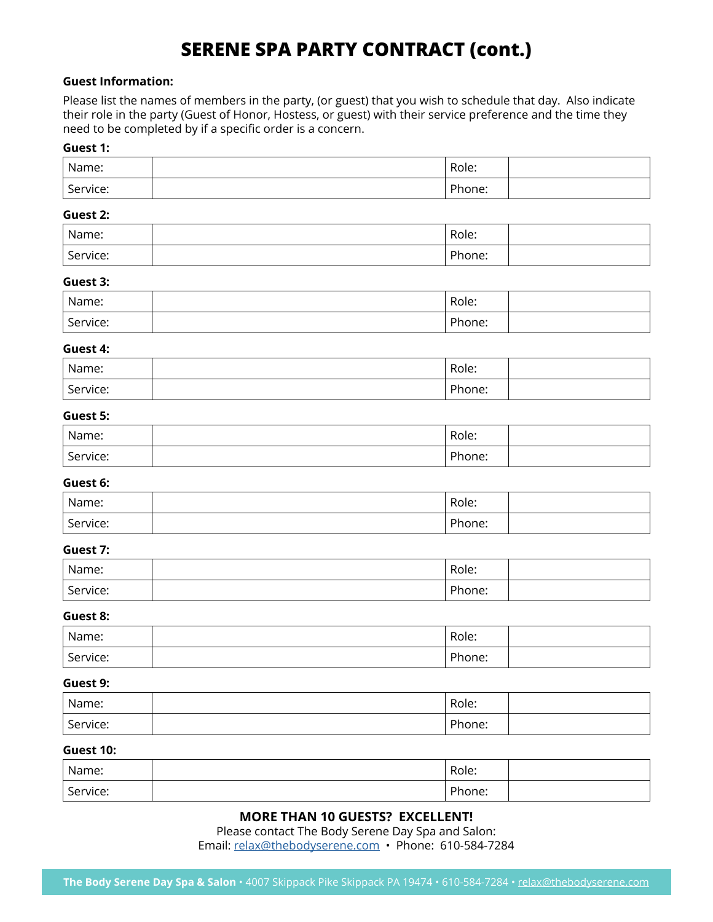# SERENE SPA PARTY CONTRACT (cont.)

**Guest Information:**

Please list the names of members in the party, (or guest) that you wish to schedule that day. Also indicate their role in the party (Guest of Honor, Hostess, or guest) with their service preference and the time they need to be completed by if a specific order is a concern.

**Guest 1:**

| Name: | | Role: | |
|---|---|---|---|
| Service: | | Phone: | |

**Guest 2:**

| Name: | | Role: | |
|---|---|---|---|
| Service: | | Phone: | |

**Guest 3:**

| Name: | | Role: | |
|---|---|---|---|
| Service: | | Phone: | |

**Guest 4:**

| Name: | | Role: | |
|---|---|---|---|
| Service: | | Phone: | |

**Guest 5:**

| Name: | | Role: | |
|---|---|---|---|
| Service: | | Phone: | |

**Guest 6:**

| Name: | | Role: | |
|---|---|---|---|
| Service: | | Phone: | |

**Guest 7:**

| Name: | | Role: | |
|---|---|---|---|
| Service: | | Phone: | |

**Guest 8:**

| Name: | | Role: | |
|---|---|---|---|
| Service: | | Phone: | |

**Guest 9:**

| Name: | | Role: | |
|---|---|---|---|
| Service: | | Phone: | |

**Guest 10:**

| Name: | | Role: | |
|---|---|---|---|
| Service: | | Phone: | |

**MORE THAN 10 GUESTS? EXCELLENT!**

Please contact The Body Serene Day Spa and Salon:

Email: relax@thebodyserene.com • Phone: 610-584-7284

**The Body Serene Day Spa & Salon** • 4007 Skippack Pike Skippack PA 19474 • 610-584-7284 • relax@thebodyserene.com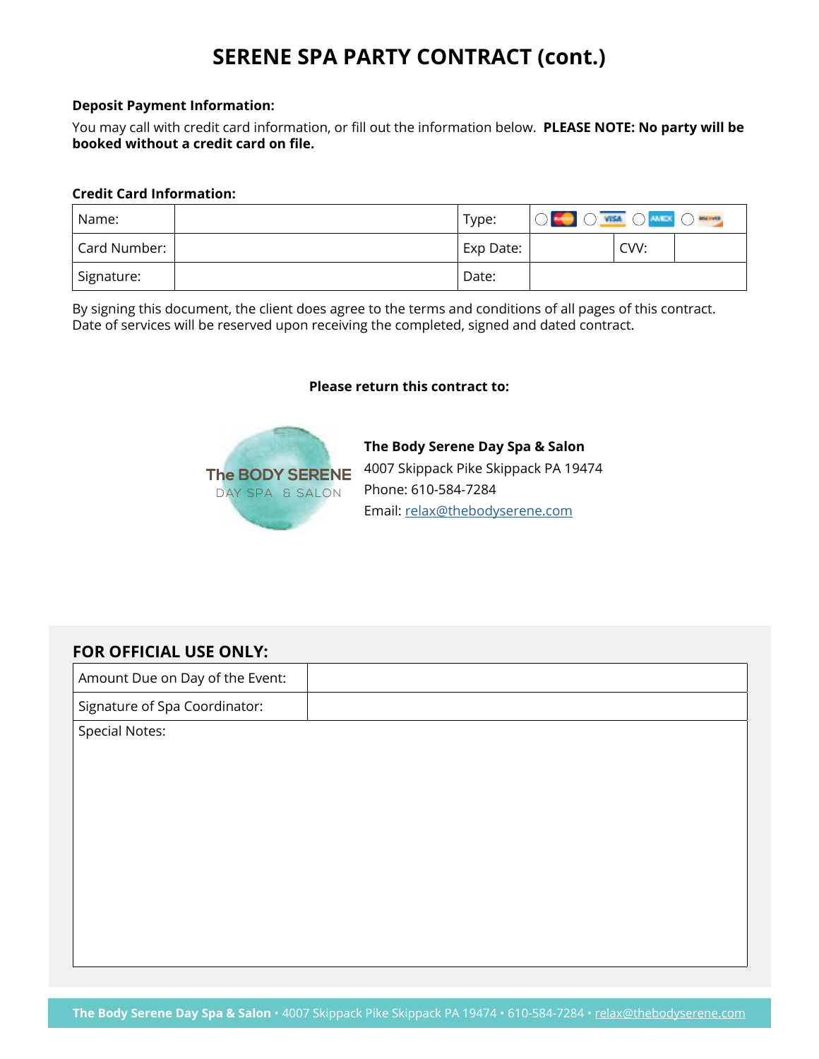# SERENE SPA PARTY CONTRACT (cont.)

**Deposit Payment Information:**

You may call with credit card information, or fill out the information below. **PLEASE NOTE: No party will be booked without a credit card on file.**

**Credit Card Information:**

| | | | | | |
|---|---|---|---|---|---|
| Name: | | Type: | ○ MasterCard ○ VISA ○ AMEX ○ DISCOVER | | |
| Card Number: | | Exp Date: | | CVV: | |
| Signature: | | Date: | | | |

By signing this document, the client does agree to the terms and conditions of all pages of this contract. Date of services will be reserved upon receiving the completed, signed and dated contract.

**Please return this contract to:**

The BODY SERENE
DAY SPA & SALON

**The Body Serene Day Spa & Salon**
4007 Skippack Pike Skippack PA 19474
Phone: 610-584-7284
Email: relax@thebodyserene.com

## FOR OFFICIAL USE ONLY:

| | |
|---|---|
| Amount Due on Day of the Event: | |
| Signature of Spa Coordinator: | |
| Special Notes: | |